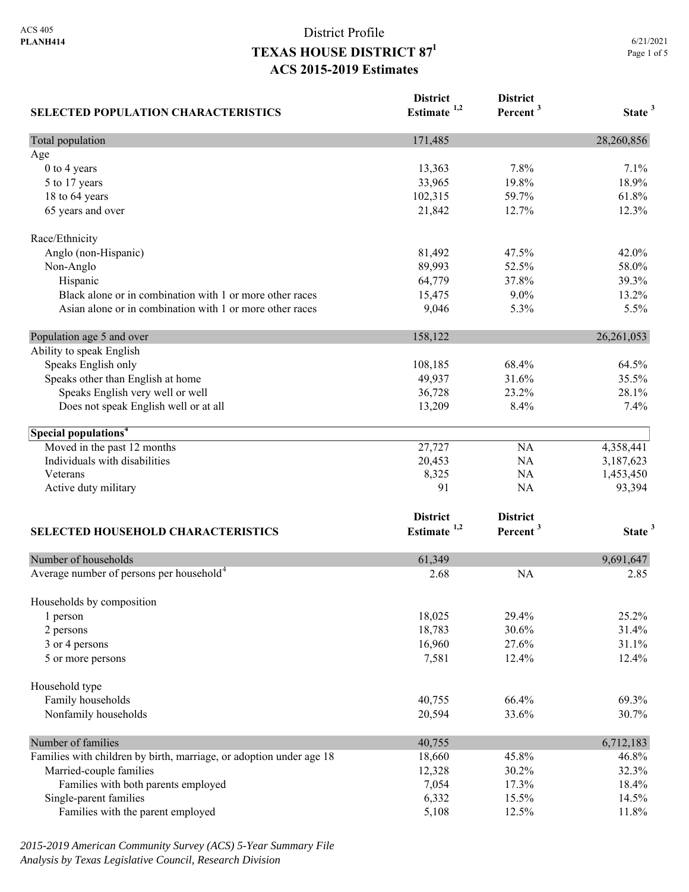ACS 405
**PLANH414**

# District Profile
# TEXAS HOUSE DISTRICT 87[1]
## ACS 2015-2019 Estimates

| SELECTED POPULATION CHARACTERISTICS | District Estimate [1,2] | District Percent [3] | State [3] |
|---|---|---|---|
| Total population | 171,485 | | 28,260,856 |
| Age | | | |
| 0 to 4 years | 13,363 | 7.8% | 7.1% |
| 5 to 17 years | 33,965 | 19.8% | 18.9% |
| 18 to 64 years | 102,315 | 59.7% | 61.8% |
| 65 years and over | 21,842 | 12.7% | 12.3% |
| Race/Ethnicity | | | |
| Anglo (non-Hispanic) | 81,492 | 47.5% | 42.0% |
| Non-Anglo | 89,993 | 52.5% | 58.0% |
| Hispanic | 64,779 | 37.8% | 39.3% |
| Black alone or in combination with 1 or more other races | 15,475 | 9.0% | 13.2% |
| Asian alone or in combination with 1 or more other races | 9,046 | 5.3% | 5.5% |
| Population age 5 and over | 158,122 | | 26,261,053 |
| Ability to speak English | | | |
| Speaks English only | 108,185 | 68.4% | 64.5% |
| Speaks other than English at home | 49,937 | 31.6% | 35.5% |
| Speaks English very well or well | 36,728 | 23.2% | 28.1% |
| Does not speak English well or at all | 13,209 | 8.4% | 7.4% |
| **Special populations[4]** | | | |
| Moved in the past 12 months | 27,727 | NA | 4,358,441 |
| Individuals with disabilities | 20,453 | NA | 3,187,623 |
| Veterans | 8,325 | NA | 1,453,450 |
| Active duty military | 91 | NA | 93,394 |

| SELECTED HOUSEHOLD CHARACTERISTICS | District Estimate [1,2] | District Percent [3] | State [3] |
|---|---|---|---|
| Number of households | 61,349 | | 9,691,647 |
| Average number of persons per household[4] | 2.68 | NA | 2.85 |
| Households by composition | | | |
| 1 person | 18,025 | 29.4% | 25.2% |
| 2 persons | 18,783 | 30.6% | 31.4% |
| 3 or 4 persons | 16,960 | 27.6% | 31.1% |
| 5 or more persons | 7,581 | 12.4% | 12.4% |
| Household type | | | |
| Family households | 40,755 | 66.4% | 69.3% |
| Nonfamily households | 20,594 | 33.6% | 30.7% |
| Number of families | 40,755 | | 6,712,183 |
| Families with children by birth, marriage, or adoption under age 18 | 18,660 | 45.8% | 46.8% |
| Married-couple families | 12,328 | 30.2% | 32.3% |
| Families with both parents employed | 7,054 | 17.3% | 18.4% |
| Single-parent families | 6,332 | 15.5% | 14.5% |
| Families with the parent employed | 5,108 | 12.5% | 11.8% |

*2015-2019 American Community Survey (ACS) 5-Year Summary File*
*Analysis by Texas Legislative Council, Research Division*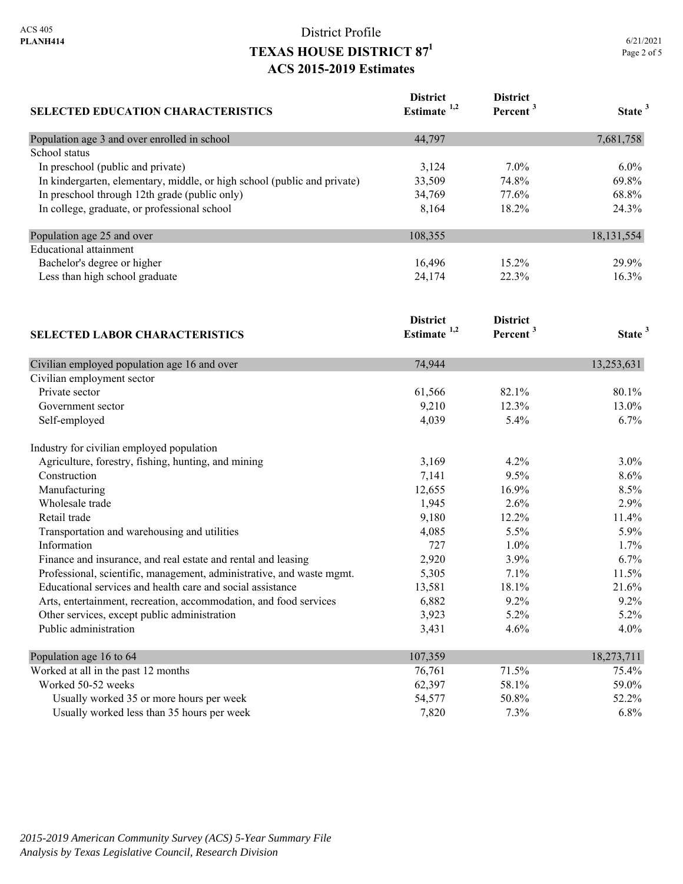ACS 405
**PLANH414**

# District Profile
## TEXAS HOUSE DISTRICT 87[1]
## ACS 2015-2019 Estimates

| SELECTED EDUCATION CHARACTERISTICS | District Estimate [1,2] | District Percent [3] | State [3] |
|---|---|---|---|
| Population age 3 and over enrolled in school | 44,797 | | 7,681,758 |
| School status | | | |
| In preschool (public and private) | 3,124 | 7.0% | 6.0% |
| In kindergarten, elementary, middle, or high school (public and private) | 33,509 | 74.8% | 69.8% |
| In preschool through 12th grade (public only) | 34,769 | 77.6% | 68.8% |
| In college, graduate, or professional school | 8,164 | 18.2% | 24.3% |
| Population age 25 and over | 108,355 | | 18,131,554 |
| Educational attainment | | | |
| Bachelor's degree or higher | 16,496 | 15.2% | 29.9% |
| Less than high school graduate | 24,174 | 22.3% | 16.3% |

| SELECTED LABOR CHARACTERISTICS | District Estimate [1,2] | District Percent [3] | State [3] |
|---|---|---|---|
| Civilian employed population age 16 and over | 74,944 | | 13,253,631 |
| Civilian employment sector | | | |
| Private sector | 61,566 | 82.1% | 80.1% |
| Government sector | 9,210 | 12.3% | 13.0% |
| Self-employed | 4,039 | 5.4% | 6.7% |
| Industry for civilian employed population | | | |
| Agriculture, forestry, fishing, hunting, and mining | 3,169 | 4.2% | 3.0% |
| Construction | 7,141 | 9.5% | 8.6% |
| Manufacturing | 12,655 | 16.9% | 8.5% |
| Wholesale trade | 1,945 | 2.6% | 2.9% |
| Retail trade | 9,180 | 12.2% | 11.4% |
| Transportation and warehousing and utilities | 4,085 | 5.5% | 5.9% |
| Information | 727 | 1.0% | 1.7% |
| Finance and insurance, and real estate and rental and leasing | 2,920 | 3.9% | 6.7% |
| Professional, scientific, management, administrative, and waste mgmt. | 5,305 | 7.1% | 11.5% |
| Educational services and health care and social assistance | 13,581 | 18.1% | 21.6% |
| Arts, entertainment, recreation, accommodation, and food services | 6,882 | 9.2% | 9.2% |
| Other services, except public administration | 3,923 | 5.2% | 5.2% |
| Public administration | 3,431 | 4.6% | 4.0% |
| Population age 16 to 64 | 107,359 | | 18,273,711 |
| Worked at all in the past 12 months | 76,761 | 71.5% | 75.4% |
| Worked 50-52 weeks | 62,397 | 58.1% | 59.0% |
| Usually worked 35 or more hours per week | 54,577 | 50.8% | 52.2% |
| Usually worked less than 35 hours per week | 7,820 | 7.3% | 6.8% |

*2015-2019 American Community Survey (ACS) 5-Year Summary File*
*Analysis by Texas Legislative Council, Research Division*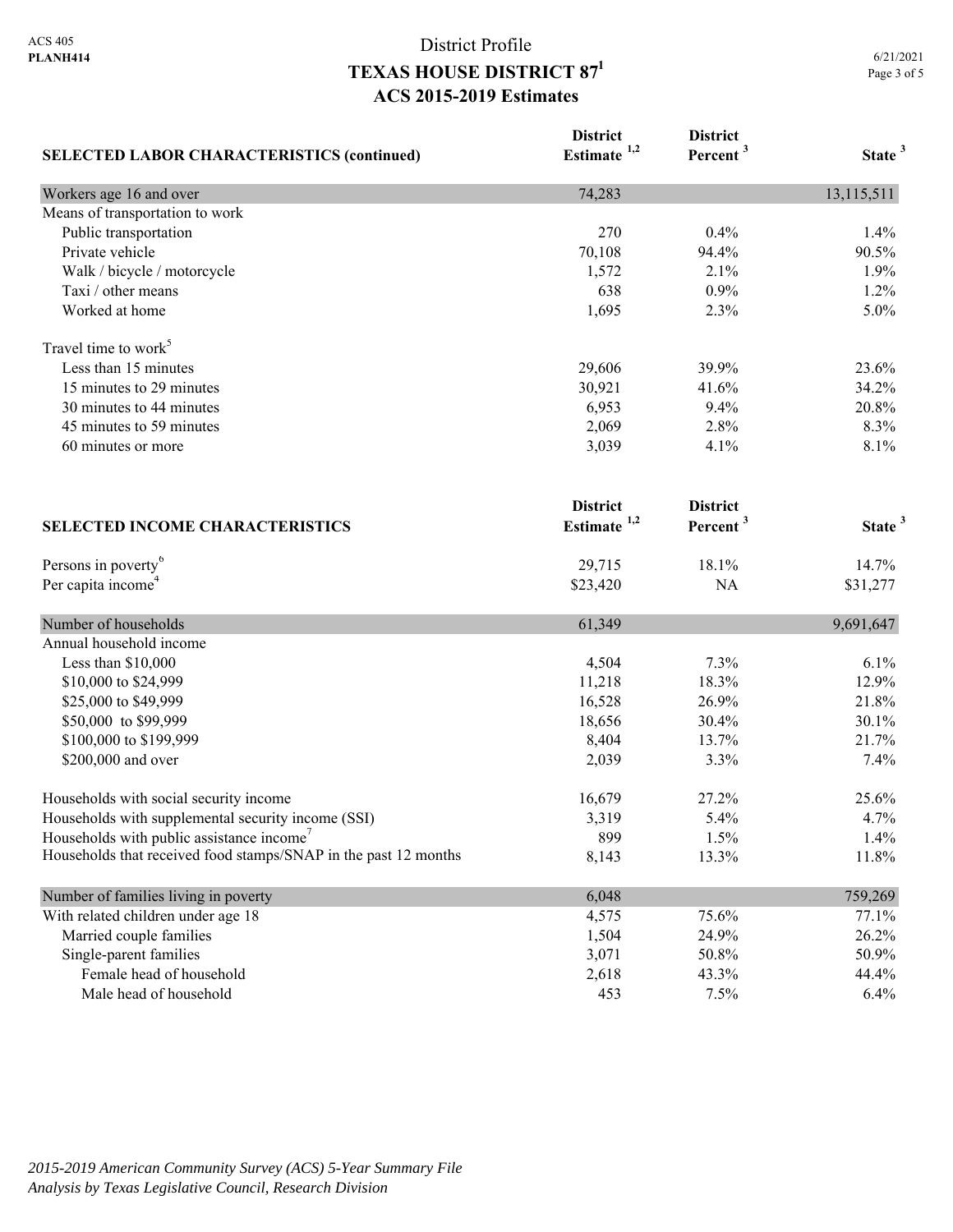# District Profile
## TEXAS HOUSE DISTRICT 87[1]
### ACS 2015-2019 Estimates

| SELECTED LABOR CHARACTERISTICS (continued) | District Estimate [1,2] | District Percent [3] | State [3] |
|---|---|---|---|
| Workers age 16 and over | 74,283 | | 13,115,511 |
| Means of transportation to work | | | |
| Public transportation | 270 | 0.4% | 1.4% |
| Private vehicle | 70,108 | 94.4% | 90.5% |
| Walk / bicycle / motorcycle | 1,572 | 2.1% | 1.9% |
| Taxi / other means | 638 | 0.9% | 1.2% |
| Worked at home | 1,695 | 2.3% | 5.0% |
| Travel time to work[5] | | | |
| Less than 15 minutes | 29,606 | 39.9% | 23.6% |
| 15 minutes to 29 minutes | 30,921 | 41.6% | 34.2% |
| 30 minutes to 44 minutes | 6,953 | 9.4% | 20.8% |
| 45 minutes to 59 minutes | 2,069 | 2.8% | 8.3% |
| 60 minutes or more | 3,039 | 4.1% | 8.1% |

| SELECTED INCOME CHARACTERISTICS | District Estimate [1,2] | District Percent [3] | State [3] |
|---|---|---|---|
| Persons in poverty[6] | 29,715 | 18.1% | 14.7% |
| Per capita income[4] | $23,420 | NA | $31,277 |
| Number of households | 61,349 | | 9,691,647 |
| Annual household income | | | |
| Less than $10,000 | 4,504 | 7.3% | 6.1% |
| $10,000 to $24,999 | 11,218 | 18.3% | 12.9% |
| $25,000 to $49,999 | 16,528 | 26.9% | 21.8% |
| $50,000 to $99,999 | 18,656 | 30.4% | 30.1% |
| $100,000 to $199,999 | 8,404 | 13.7% | 21.7% |
| $200,000 and over | 2,039 | 3.3% | 7.4% |
| Households with social security income | 16,679 | 27.2% | 25.6% |
| Households with supplemental security income (SSI) | 3,319 | 5.4% | 4.7% |
| Households with public assistance income[7] | 899 | 1.5% | 1.4% |
| Households that received food stamps/SNAP in the past 12 months | 8,143 | 13.3% | 11.8% |
| Number of families living in poverty | 6,048 | | 759,269 |
| With related children under age 18 | 4,575 | 75.6% | 77.1% |
| Married couple families | 1,504 | 24.9% | 26.2% |
| Single-parent families | 3,071 | 50.8% | 50.9% |
| Female head of household | 2,618 | 43.3% | 44.4% |
| Male head of household | 453 | 7.5% | 6.4% |

*2015-2019 American Community Survey (ACS) 5-Year Summary File*
*Analysis by Texas Legislative Council, Research Division*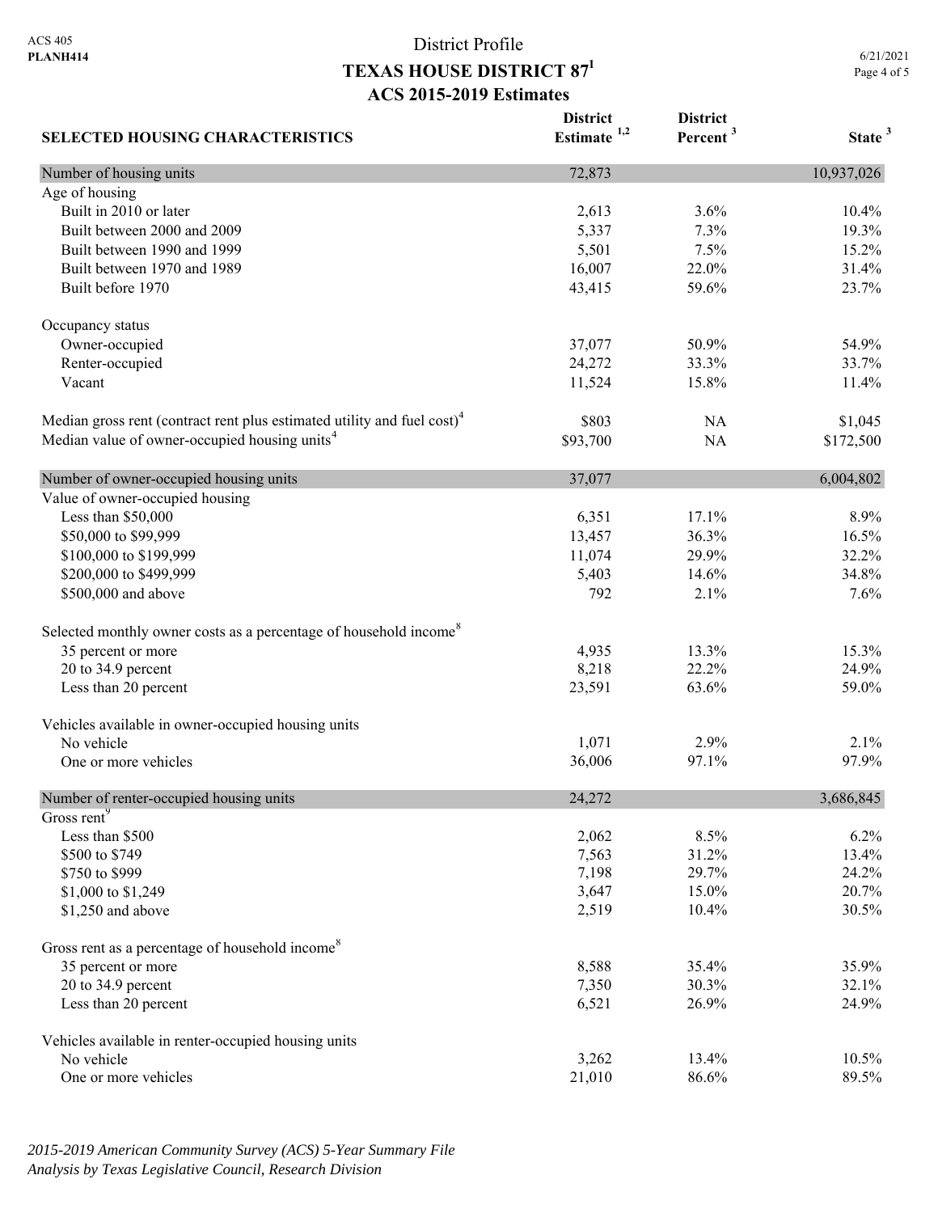District Profile

# TEXAS HOUSE DISTRICT 87[1]

## ACS 2015-2019 Estimates

| SELECTED HOUSING CHARACTERISTICS | District Estimate [1,2] | District Percent [3] | State [3] |
|---|---|---|---|
| Number of housing units | 72,873 | | 10,937,026 |
| Age of housing | | | |
| Built in 2010 or later | 2,613 | 3.6% | 10.4% |
| Built between 2000 and 2009 | 5,337 | 7.3% | 19.3% |
| Built between 1990 and 1999 | 5,501 | 7.5% | 15.2% |
| Built between 1970 and 1989 | 16,007 | 22.0% | 31.4% |
| Built before 1970 | 43,415 | 59.6% | 23.7% |
| Occupancy status | | | |
| Owner-occupied | 37,077 | 50.9% | 54.9% |
| Renter-occupied | 24,272 | 33.3% | 33.7% |
| Vacant | 11,524 | 15.8% | 11.4% |
| Median gross rent (contract rent plus estimated utility and fuel cost)[4] | $803 | NA | $1,045 |
| Median value of owner-occupied housing units[4] | $93,700 | NA | $172,500 |
| Number of owner-occupied housing units | 37,077 | | 6,004,802 |
| Value of owner-occupied housing | | | |
| Less than $50,000 | 6,351 | 17.1% | 8.9% |
| $50,000 to $99,999 | 13,457 | 36.3% | 16.5% |
| $100,000 to $199,999 | 11,074 | 29.9% | 32.2% |
| $200,000 to $499,999 | 5,403 | 14.6% | 34.8% |
| $500,000 and above | 792 | 2.1% | 7.6% |
| Selected monthly owner costs as a percentage of household income[8] | | | |
| 35 percent or more | 4,935 | 13.3% | 15.3% |
| 20 to 34.9 percent | 8,218 | 22.2% | 24.9% |
| Less than 20 percent | 23,591 | 63.6% | 59.0% |
| Vehicles available in owner-occupied housing units | | | |
| No vehicle | 1,071 | 2.9% | 2.1% |
| One or more vehicles | 36,006 | 97.1% | 97.9% |
| Number of renter-occupied housing units | 24,272 | | 3,686,845 |
| Gross rent[9] | | | |
| Less than $500 | 2,062 | 8.5% | 6.2% |
| $500 to $749 | 7,563 | 31.2% | 13.4% |
| $750 to $999 | 7,198 | 29.7% | 24.2% |
| $1,000 to $1,249 | 3,647 | 15.0% | 20.7% |
| $1,250 and above | 2,519 | 10.4% | 30.5% |
| Gross rent as a percentage of household income[8] | | | |
| 35 percent or more | 8,588 | 35.4% | 35.9% |
| 20 to 34.9 percent | 7,350 | 30.3% | 32.1% |
| Less than 20 percent | 6,521 | 26.9% | 24.9% |
| Vehicles available in renter-occupied housing units | | | |
| No vehicle | 3,262 | 13.4% | 10.5% |
| One or more vehicles | 21,010 | 86.6% | 89.5% |

*2015-2019 American Community Survey (ACS) 5-Year Summary File*
*Analysis by Texas Legislative Council, Research Division*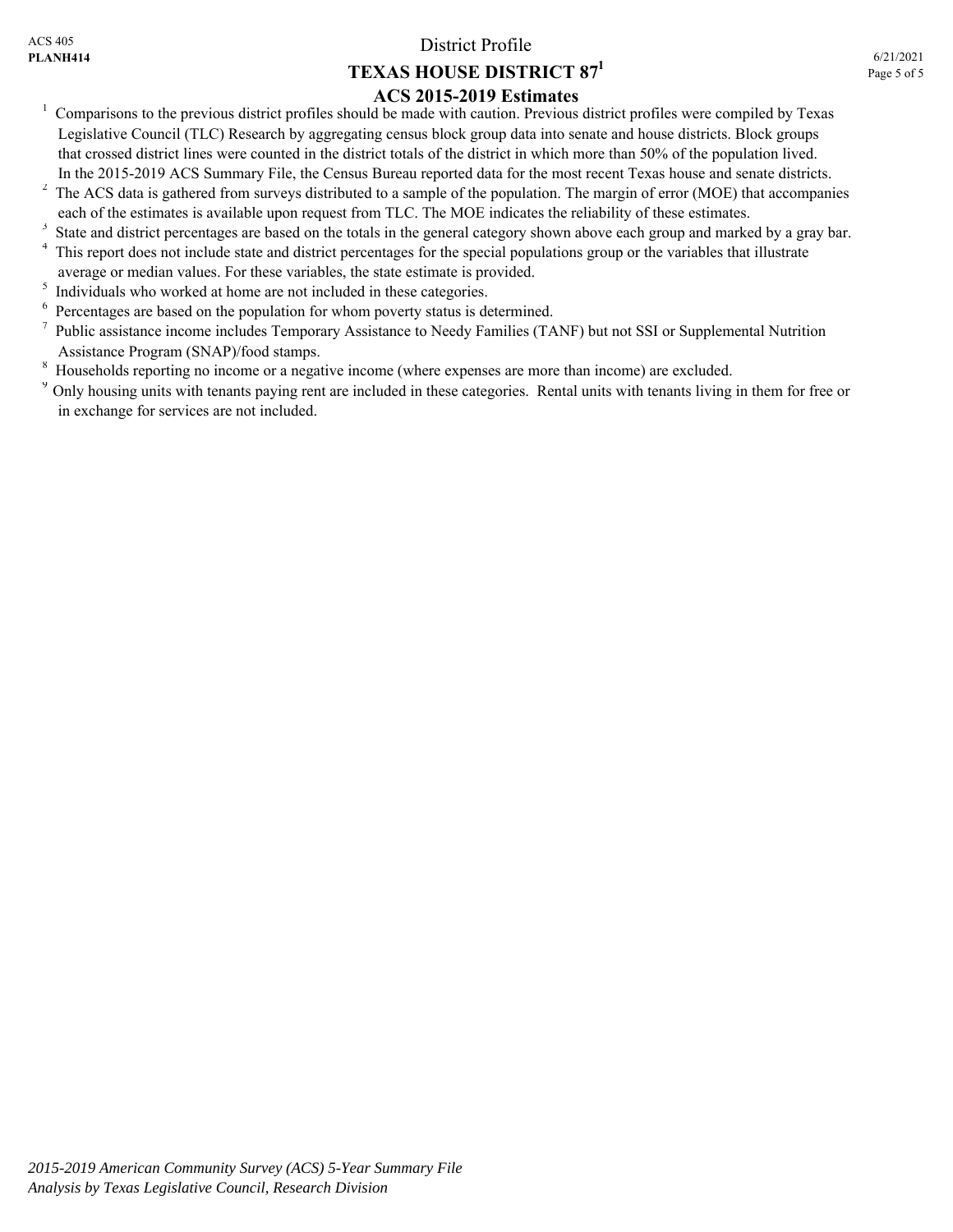# District Profile

## TEXAS HOUSE DISTRICT 87[1]

## ACS 2015-2019 Estimates

[1] Comparisons to the previous district profiles should be made with caution. Previous district profiles were compiled by Texas Legislative Council (TLC) Research by aggregating census block group data into senate and house districts. Block groups that crossed district lines were counted in the district totals of the district in which more than 50% of the population lived. In the 2015-2019 ACS Summary File, the Census Bureau reported data for the most recent Texas house and senate districts.

[2] The ACS data is gathered from surveys distributed to a sample of the population. The margin of error (MOE) that accompanies each of the estimates is available upon request from TLC. The MOE indicates the reliability of these estimates.

[3] State and district percentages are based on the totals in the general category shown above each group and marked by a gray bar.

[4] This report does not include state and district percentages for the special populations group or the variables that illustrate average or median values. For these variables, the state estimate is provided.

[5] Individuals who worked at home are not included in these categories.

[6] Percentages are based on the population for whom poverty status is determined.

[7] Public assistance income includes Temporary Assistance to Needy Families (TANF) but not SSI or Supplemental Nutrition Assistance Program (SNAP)/food stamps.

[8] Households reporting no income or a negative income (where expenses are more than income) are excluded.

[9] Only housing units with tenants paying rent are included in these categories. Rental units with tenants living in them for free or in exchange for services are not included.

*2015-2019 American Community Survey (ACS) 5-Year Summary File*
*Analysis by Texas Legislative Council, Research Division*